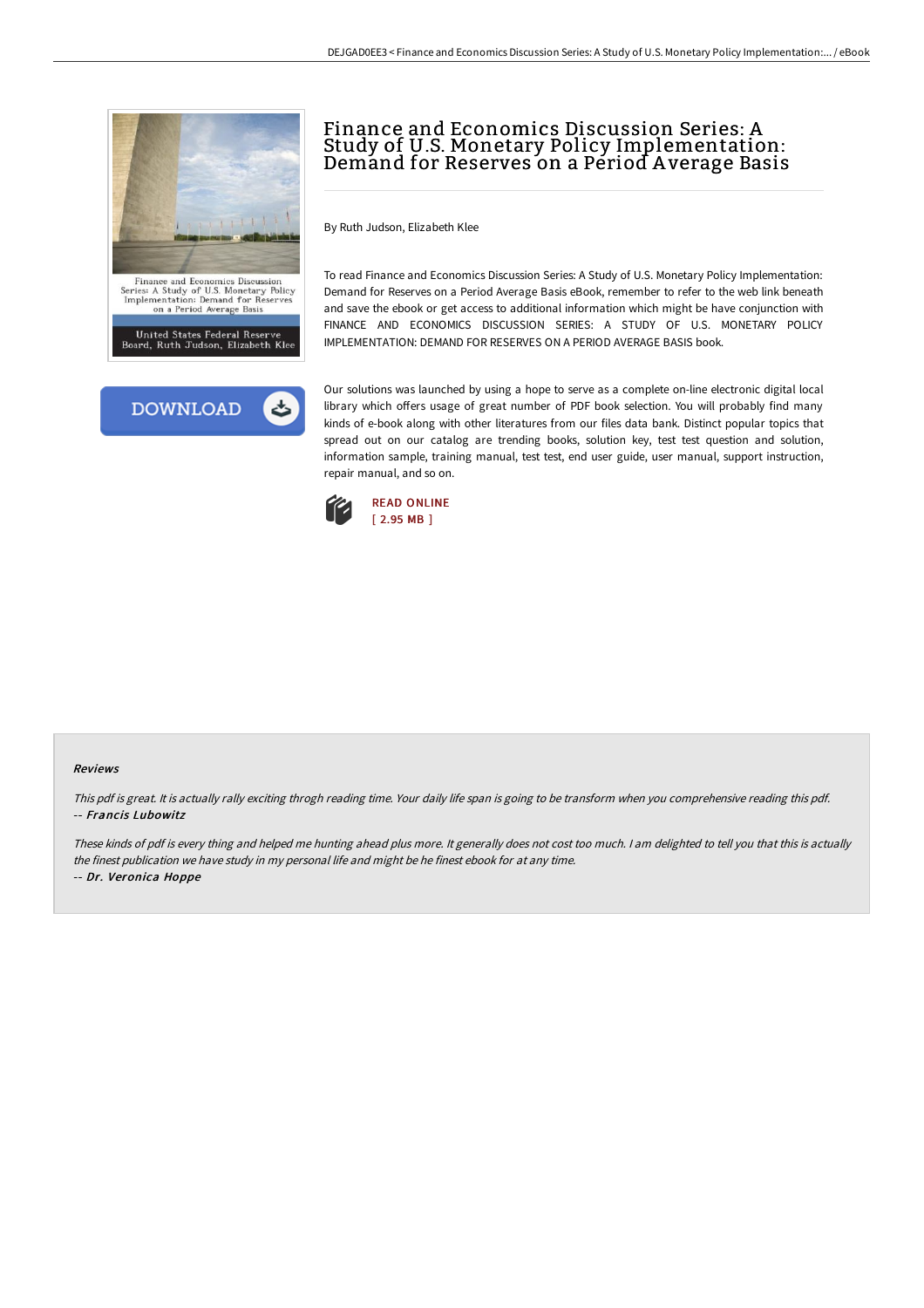# Finance and Economics Discussion Series: A Study of U.S. Monetary Policy Implementation: Demand for Reserves on a Period Average Basis

By Ruth Judson, Elizabeth Klee

To read Finance and Economics Discussion Series: A Study of U.S. Monetary Policy Implementation: Demand for Reserves on a Period Average Basis eBook, remember to refer to the web link beneath and save the ebook or get access to additional information which might be have conjunction with FINANCE AND ECONOMICS DISCUSSION SERIES: A STUDY OF U.S. MONETARY POLICY IMPLEMENTATION: DEMAND FOR RESERVES ON A PERIOD AVERAGE BASIS book.

Our solutions was launched by using a hope to serve as a complete on-line electronic digital local library which offers usage of great number of PDF book selection. You will probably find many kinds of e-book along with other literatures from our files data bank. Distinct popular topics that spread out on our catalog are trending books, solution key, test test question and solution, information sample, training manual, test test, end user guide, user manual, support instruction, repair manual, and so on.

READ ONLINE
[ 2.95 MB ]

### Reviews

*This pdf is great. It is actually rally exciting throgh reading time. Your daily life span is going to be transform when you comprehensive reading this pdf.*
-- ***Francis Lubowitz***

*These kinds of pdf is every thing and helped me hunting ahead plus more. It generally does not cost too much. I am delighted to tell you that this is actually the finest publication we have study in my personal life and might be he finest ebook for at any time.*
-- ***Dr. Veronica Hoppe***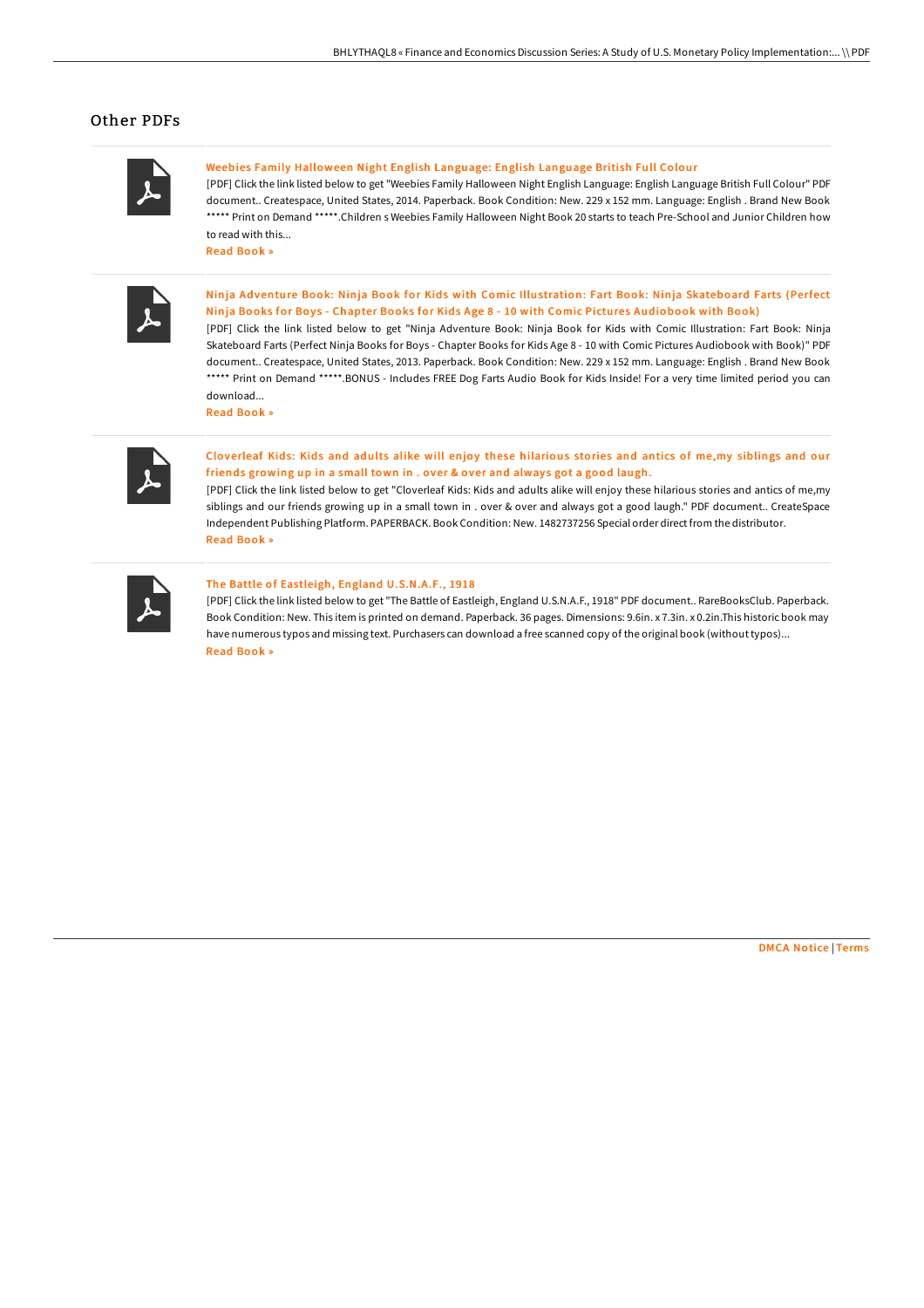## Other PDFs

### Weebies Family Halloween Night English Language: English Language British Full Colour

[PDF] Click the link listed below to get "Weebies Family Halloween Night English Language: English Language British Full Colour" PDF document.. Createspace, United States, 2014. Paperback. Book Condition: New. 229 x 152 mm. Language: English . Brand New Book ***** Print on Demand *****.Children s Weebies Family Halloween Night Book 20 starts to teach Pre-School and Junior Children how to read with this...

Read Book »

### Ninja Adventure Book: Ninja Book for Kids with Comic Illustration: Fart Book: Ninja Skateboard Farts (Perfect Ninja Books for Boys - Chapter Books for Kids Age 8 - 10 with Comic Pictures Audiobook with Book)

[PDF] Click the link listed below to get "Ninja Adventure Book: Ninja Book for Kids with Comic Illustration: Fart Book: Ninja Skateboard Farts (Perfect Ninja Books for Boys - Chapter Books for Kids Age 8 - 10 with Comic Pictures Audiobook with Book)" PDF document.. Createspace, United States, 2013. Paperback. Book Condition: New. 229 x 152 mm. Language: English . Brand New Book ***** Print on Demand *****.BONUS - Includes FREE Dog Farts Audio Book for Kids Inside! For a very time limited period you can download...

Read Book »

### Cloverleaf Kids: Kids and adults alike will enjoy these hilarious stories and antics of me,my siblings and our friends growing up in a small town in . over & over and always got a good laugh.

[PDF] Click the link listed below to get "Cloverleaf Kids: Kids and adults alike will enjoy these hilarious stories and antics of me,my siblings and our friends growing up in a small town in . over & over and always got a good laugh." PDF document.. CreateSpace Independent Publishing Platform. PAPERBACK. Book Condition: New. 1482737256 Special order direct from the distributor.

Read Book »

### The Battle of Eastleigh, England U.S.N.A.F., 1918

[PDF] Click the link listed below to get "The Battle of Eastleigh, England U.S.N.A.F., 1918" PDF document.. RareBooksClub. Paperback. Book Condition: New. This item is printed on demand. Paperback. 36 pages. Dimensions: 9.6in. x 7.3in. x 0.2in.This historic book may have numerous typos and missing text. Purchasers can download a free scanned copy of the original book (without typos)...

Read Book »